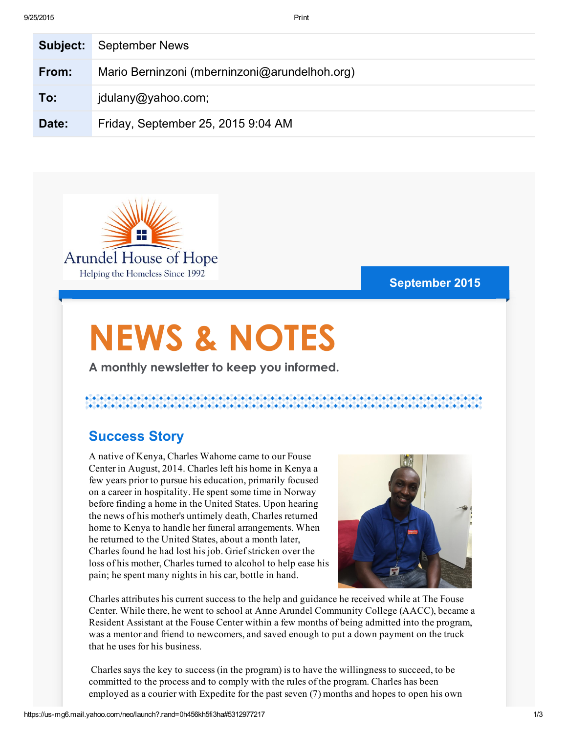| | |
|---|---|
| **Subject:** | September News |
| **From:** | Mario Berninzoni (mberninzoni@arundelhoh.org) |
| **To:** | jdulany@yahoo.com; |
| **Date:** | Friday, September 25, 2015 9:04 AM |

Arundel House of Hope

Helping the Homeless Since 1992

September 2015

# NEWS & NOTES

**A monthly newsletter to keep you informed.**

## Success Story

A native of Kenya, Charles Wahome came to our Fouse Center in August, 2014. Charles left his home in Kenya a few years prior to pursue his education, primarily focused on a career in hospitality. He spent some time in Norway before finding a home in the United States. Upon hearing the news of his mother's untimely death, Charles returned home to Kenya to handle her funeral arrangements. When he returned to the United States, about a month later, Charles found he had lost his job. Grief stricken over the loss of his mother, Charles turned to alcohol to help ease his pain; he spent many nights in his car, bottle in hand.

Charles attributes his current success to the help and guidance he received while at The Fouse Center. While there, he went to school at Anne Arundel Community College (AACC), became a Resident Assistant at the Fouse Center within a few months of being admitted into the program, was a mentor and friend to newcomers, and saved enough to put a down payment on the truck that he uses for his business.

Charles says the key to success (in the program) is to have the willingness to succeed, to be committed to the process and to comply with the rules of the program. Charles has been employed as a courier with Expedite for the past seven (7) months and hopes to open his own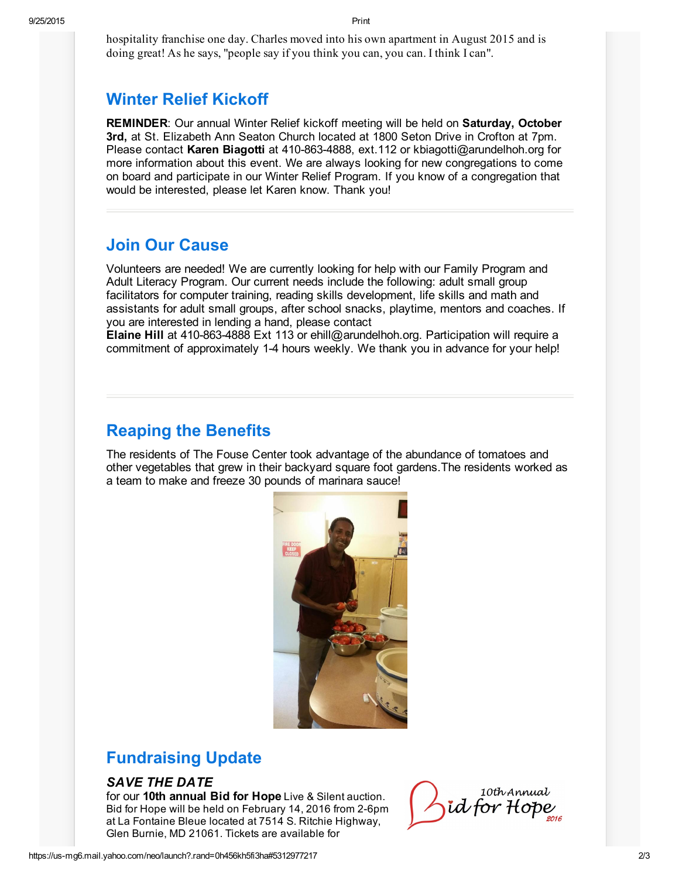hospitality franchise one day. Charles moved into his own apartment in August 2015 and is doing great! As he says, "people say if you think you can, you can. I think I can".

## Winter Relief Kickoff

**REMINDER**: Our annual Winter Relief kickoff meeting will be held on **Saturday, October 3rd,** at St. Elizabeth Ann Seaton Church located at 1800 Seton Drive in Crofton at 7pm. Please contact **Karen Biagotti** at 410-863-4888, ext.112 or kbiagotti@arundelhoh.org for more information about this event. We are always looking for new congregations to come on board and participate in our Winter Relief Program. If you know of a congregation that would be interested, please let Karen know. Thank you!

## Join Our Cause

Volunteers are needed! We are currently looking for help with our Family Program and Adult Literacy Program. Our current needs include the following: adult small group facilitators for computer training, reading skills development, life skills and math and assistants for adult small groups, after school snacks, playtime, mentors and coaches. If you are interested in lending a hand, please contact
**Elaine Hill** at 410-863-4888 Ext 113 or ehill@arundelhoh.org. Participation will require a commitment of approximately 1-4 hours weekly. We thank you in advance for your help!

## Reaping the Benefits

The residents of The Fouse Center took advantage of the abundance of tomatoes and other vegetables that grew in their backyard square foot gardens.The residents worked as a team to make and freeze 30 pounds of marinara sauce!

## Fundraising Update

### *SAVE THE DATE*

for our **10th annual Bid for Hope** Live & Silent auction. Bid for Hope will be held on February 14, 2016 from 2-6pm at La Fontaine Bleue located at 7514 S. Ritchie Highway, Glen Burnie, MD 21061. Tickets are available for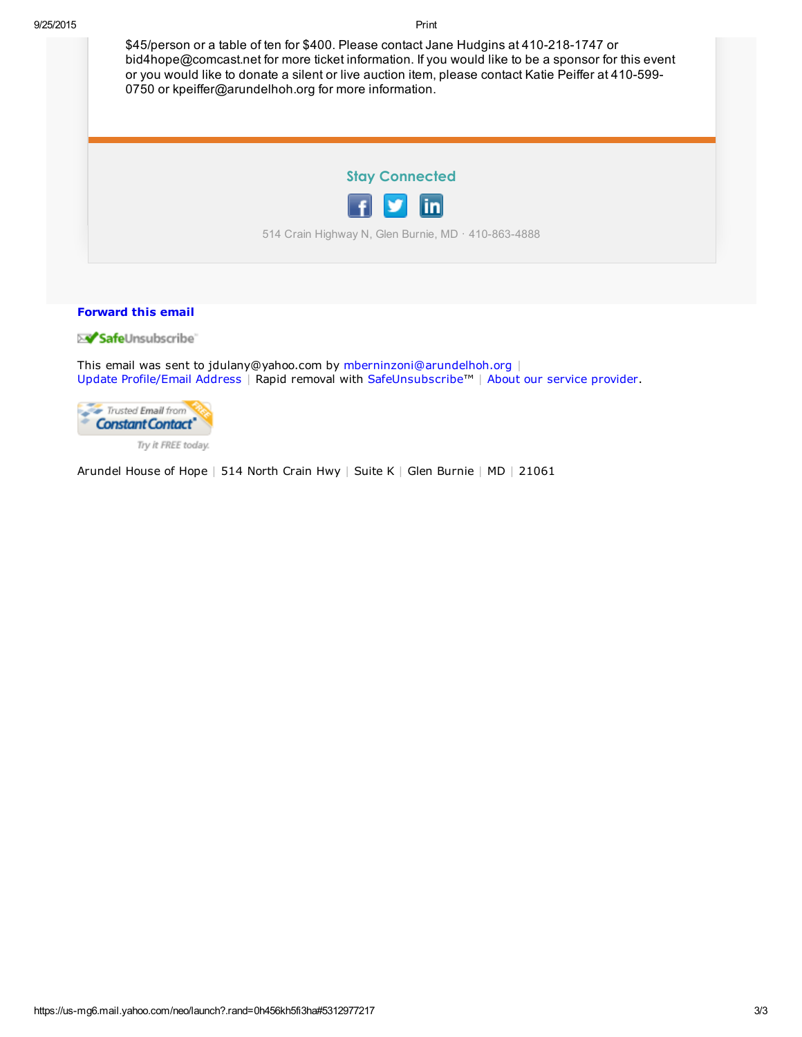$45/person or a table of ten for $400. Please contact Jane Hudgins at 410-218-1747 or bid4hope@comcast.net for more ticket information. If you would like to be a sponsor for this event or you would like to donate a silent or live auction item, please contact Katie Peiffer at 410-599-0750 or kpeiffer@arundelhoh.org for more information.

## Stay Connected

514 Crain Highway N, Glen Burnie, MD · 410-863-4888

**Forward this email**

SafeUnsubscribe

This email was sent to jdulany@yahoo.com by mberninzoni@arundelhoh.org | Update Profile/Email Address | Rapid removal with SafeUnsubscribe™ | About our service provider.

Trusted Email from Constant Contact FREE

Try it FREE today.

Arundel House of Hope | 514 North Crain Hwy | Suite K | Glen Burnie | MD | 21061